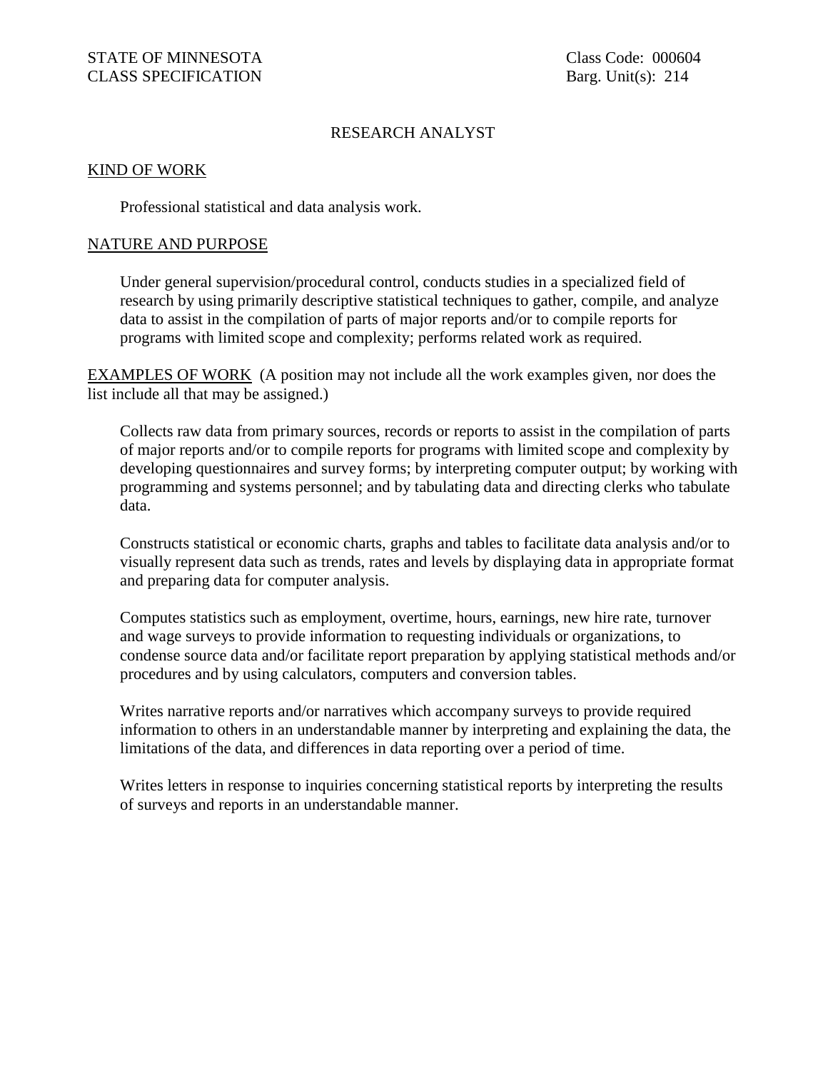STATE OF MINNESOTA
CLASS SPECIFICATION

Class Code: 000604
Barg. Unit(s): 214

# RESEARCH ANALYST

## KIND OF WORK

Professional statistical and data analysis work.

## NATURE AND PURPOSE

Under general supervision/procedural control, conducts studies in a specialized field of research by using primarily descriptive statistical techniques to gather, compile, and analyze data to assist in the compilation of parts of major reports and/or to compile reports for programs with limited scope and complexity; performs related work as required.

## EXAMPLES OF WORK

(A position may not include all the work examples given, nor does the list include all that may be assigned.)

Collects raw data from primary sources, records or reports to assist in the compilation of parts of major reports and/or to compile reports for programs with limited scope and complexity by developing questionnaires and survey forms; by interpreting computer output; by working with programming and systems personnel; and by tabulating data and directing clerks who tabulate data.

Constructs statistical or economic charts, graphs and tables to facilitate data analysis and/or to visually represent data such as trends, rates and levels by displaying data in appropriate format and preparing data for computer analysis.

Computes statistics such as employment, overtime, hours, earnings, new hire rate, turnover and wage surveys to provide information to requesting individuals or organizations, to condense source data and/or facilitate report preparation by applying statistical methods and/or procedures and by using calculators, computers and conversion tables.

Writes narrative reports and/or narratives which accompany surveys to provide required information to others in an understandable manner by interpreting and explaining the data, the limitations of the data, and differences in data reporting over a period of time.

Writes letters in response to inquiries concerning statistical reports by interpreting the results of surveys and reports in an understandable manner.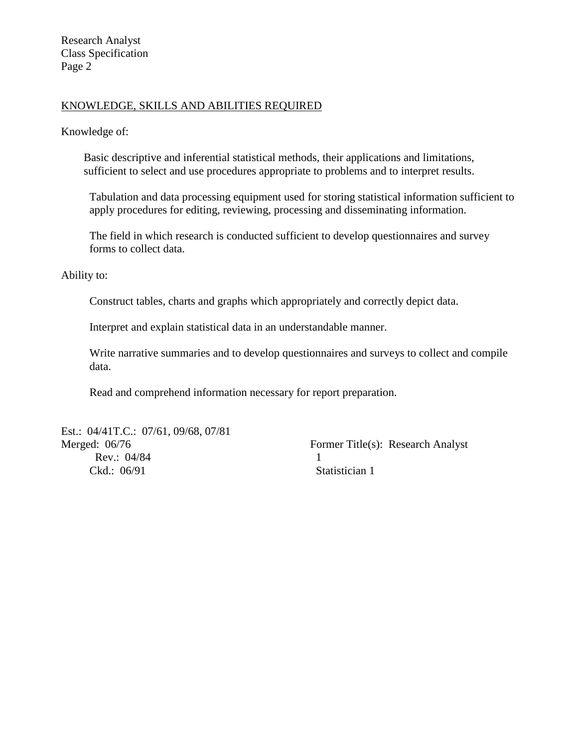## KNOWLEDGE, SKILLS AND ABILITIES REQUIRED

Knowledge of:

Basic descriptive and inferential statistical methods, their applications and limitations, sufficient to select and use procedures appropriate to problems and to interpret results.

Tabulation and data processing equipment used for storing statistical information sufficient to apply procedures for editing, reviewing, processing and disseminating information.

The field in which research is conducted sufficient to develop questionnaires and survey forms to collect data.

Ability to:

Construct tables, charts and graphs which appropriately and correctly depict data.

Interpret and explain statistical data in an understandable manner.

Write narrative summaries and to develop questionnaires and surveys to collect and compile data.

Read and comprehend information necessary for report preparation.

Est.: 04/41T.C.: 07/61, 09/68, 07/81
Merged: 06/76
Rev.: 04/84
Ckd.: 06/91

Former Title(s): Research Analyst 1
Statistician 1